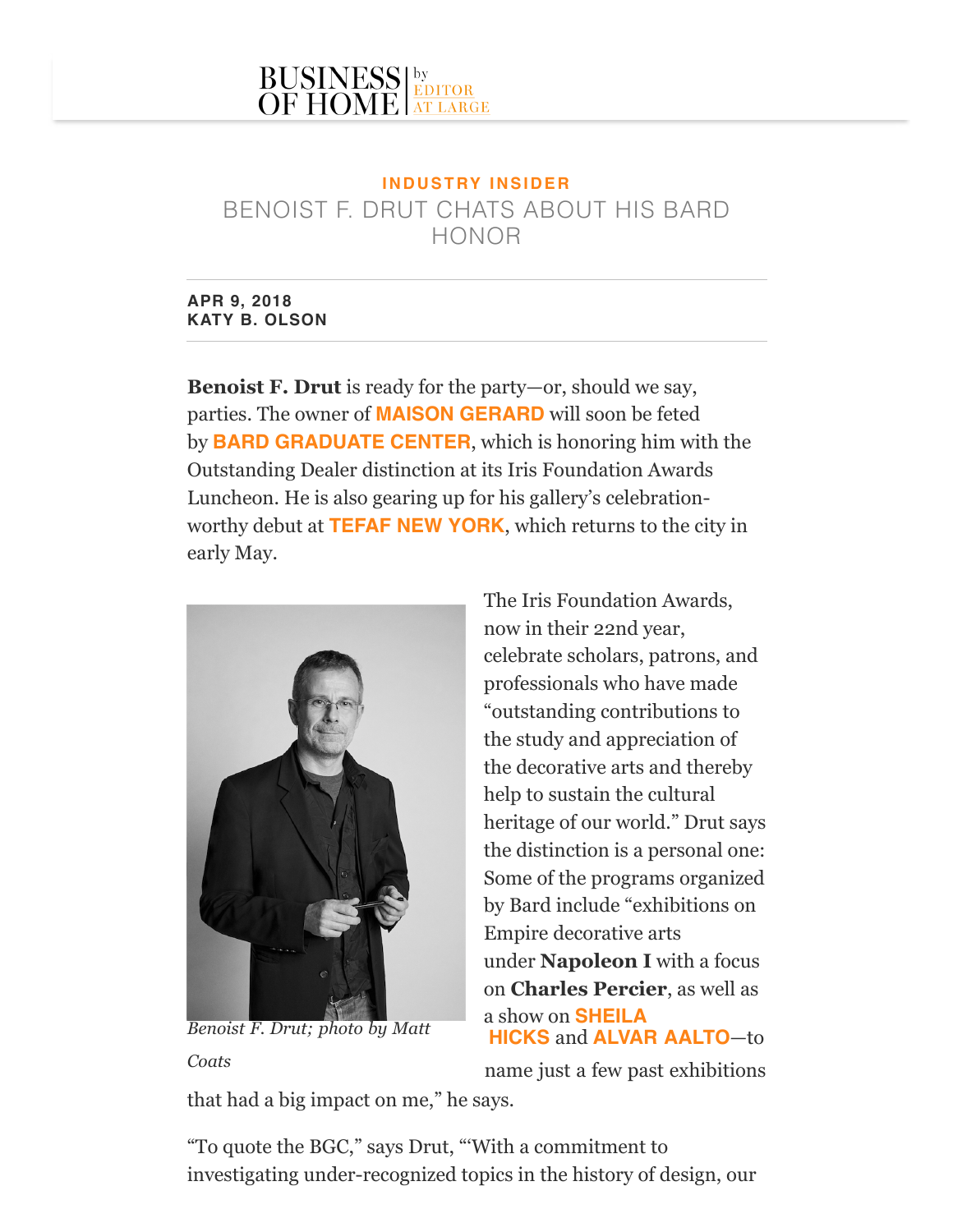BUSINESS OF HOME by EDITOR AT LARGE

INDUSTRY INSIDER

# BENOIST F. DRUT CHATS ABOUT HIS BARD HONOR

**APR 9, 2018**
**KATY B. OLSON**

**Benoist F. Drut** is ready for the party—or, should we say, parties. The owner of **MAISON GERARD** will soon be feted by **BARD GRADUATE CENTER**, which is honoring him with the Outstanding Dealer distinction at its Iris Foundation Awards Luncheon. He is also gearing up for his gallery's celebration-worthy debut at **TEFAF NEW YORK**, which returns to the city in early May.

*Benoist F. Drut; photo by Matt Coats*

The Iris Foundation Awards, now in their 22nd year, celebrate scholars, patrons, and professionals who have made "outstanding contributions to the study and appreciation of the decorative arts and thereby help to sustain the cultural heritage of our world." Drut says the distinction is a personal one: Some of the programs organized by Bard include "exhibitions on Empire decorative arts under **Napoleon I** with a focus on **Charles Percier**, as well as a show on **SHEILA HICKS** and **ALVAR AALTO**—to name just a few past exhibitions that had a big impact on me," he says.

"To quote the BGC," says Drut, "'With a commitment to investigating under-recognized topics in the history of design, our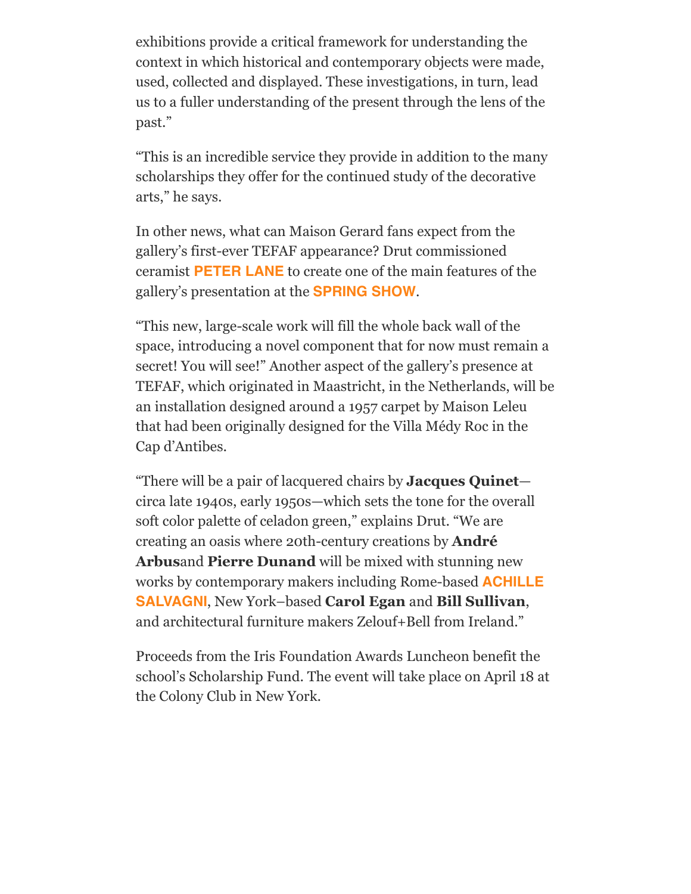exhibitions provide a critical framework for understanding the context in which historical and contemporary objects were made, used, collected and displayed. These investigations, in turn, lead us to a fuller understanding of the present through the lens of the past."

"This is an incredible service they provide in addition to the many scholarships they offer for the continued study of the decorative arts," he says.

In other news, what can Maison Gerard fans expect from the gallery's first-ever TEFAF appearance? Drut commissioned ceramist **PETER LANE** to create one of the main features of the gallery's presentation at the **SPRING SHOW**.

"This new, large-scale work will fill the whole back wall of the space, introducing a novel component that for now must remain a secret! You will see!" Another aspect of the gallery's presence at TEFAF, which originated in Maastricht, in the Netherlands, will be an installation designed around a 1957 carpet by Maison Leleu that had been originally designed for the Villa Médy Roc in the Cap d'Antibes.

"There will be a pair of lacquered chairs by **Jacques Quinet**—circa late 1940s, early 1950s—which sets the tone for the overall soft color palette of celadon green," explains Drut. "We are creating an oasis where 20th-century creations by **André Arbus**and **Pierre Dunand** will be mixed with stunning new works by contemporary makers including Rome-based **ACHILLE SALVAGNI**, New York–based **Carol Egan** and **Bill Sullivan**, and architectural furniture makers Zelouf+Bell from Ireland."

Proceeds from the Iris Foundation Awards Luncheon benefit the school's Scholarship Fund. The event will take place on April 18 at the Colony Club in New York.